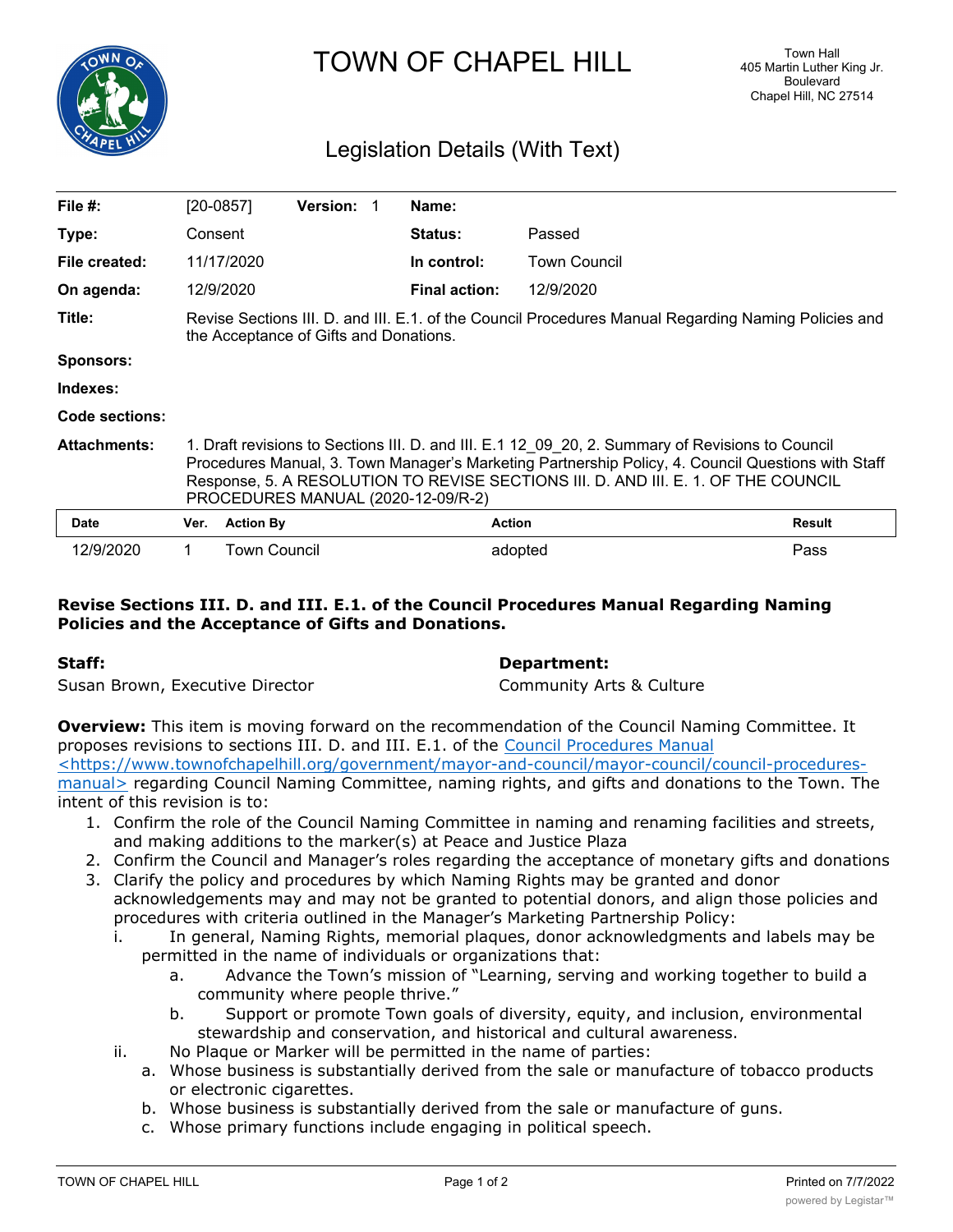# TOWN OF CHAPEL HILL

Town Hall
405 Martin Luther King Jr. Boulevard
Chapel Hill, NC 27514

## Legislation Details (With Text)

| | | | | | |
|---|---|---|---|---|---|
| **File #:** | [20-0857] | **Version:** 1 | **Name:** | | |
| **Type:** | Consent | | **Status:** | Passed | |
| **File created:** | 11/17/2020 | | **In control:** | Town Council | |
| **On agenda:** | 12/9/2020 | | **Final action:** | 12/9/2020 | |

**Title:** Revise Sections III. D. and III. E.1. of the Council Procedures Manual Regarding Naming Policies and the Acceptance of Gifts and Donations.

**Sponsors:**

**Indexes:**

**Code sections:**

**Attachments:** 1. Draft revisions to Sections III. D. and III. E.1 12_09_20, 2. Summary of Revisions to Council Procedures Manual, 3. Town Manager's Marketing Partnership Policy, 4. Council Questions with Staff Response, 5. A RESOLUTION TO REVISE SECTIONS III. D. AND III. E. 1. OF THE COUNCIL PROCEDURES MANUAL (2020-12-09/R-2)

| Date | Ver. | Action By | Action | Result |
|---|---|---|---|---|
| 12/9/2020 | 1 | Town Council | adopted | Pass |

**Revise Sections III. D. and III. E.1. of the Council Procedures Manual Regarding Naming Policies and the Acceptance of Gifts and Donations.**

**Staff:**
Susan Brown, Executive Director

**Department:**
Community Arts & Culture

**Overview:** This item is moving forward on the recommendation of the Council Naming Committee. It proposes revisions to sections III. D. and III. E.1. of the [Council Procedures Manual <https://www.townofchapelhill.org/government/mayor-and-council/mayor-council/council-procedures-manual>](https://www.townofchapelhill.org/government/mayor-and-council/mayor-council/council-procedures-manual) regarding Council Naming Committee, naming rights, and gifts and donations to the Town. The intent of this revision is to:

1. Confirm the role of the Council Naming Committee in naming and renaming facilities and streets, and making additions to the marker(s) at Peace and Justice Plaza
2. Confirm the Council and Manager's roles regarding the acceptance of monetary gifts and donations
3. Clarify the policy and procedures by which Naming Rights may be granted and donor acknowledgements may and may not be granted to potential donors, and align those policies and procedures with criteria outlined in the Manager's Marketing Partnership Policy:
   - i. In general, Naming Rights, memorial plaques, donor acknowledgments and labels may be permitted in the name of individuals or organizations that:
     - a. Advance the Town's mission of "Learning, serving and working together to build a community where people thrive."
     - b. Support or promote Town goals of diversity, equity, and inclusion, environmental stewardship and conservation, and historical and cultural awareness.
   - ii. No Plaque or Marker will be permitted in the name of parties:
     - a. Whose business is substantially derived from the sale or manufacture of tobacco products or electronic cigarettes.
     - b. Whose business is substantially derived from the sale or manufacture of guns.
     - c. Whose primary functions include engaging in political speech.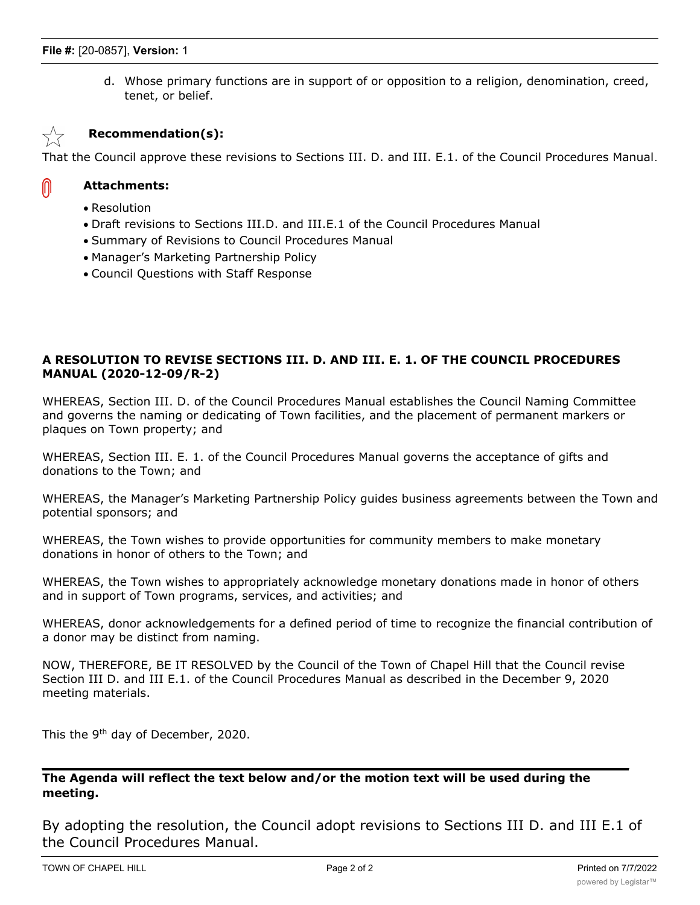d. Whose primary functions are in support of or opposition to a religion, denomination, creed, tenet, or belief.

**Recommendation(s):**

That the Council approve these revisions to Sections III. D. and III. E.1. of the Council Procedures Manual.

**Attachments:**

- Resolution
- Draft revisions to Sections III.D. and III.E.1 of the Council Procedures Manual
- Summary of Revisions to Council Procedures Manual
- Manager's Marketing Partnership Policy
- Council Questions with Staff Response

**A RESOLUTION TO REVISE SECTIONS III. D. AND III. E. 1. OF THE COUNCIL PROCEDURES MANUAL (2020-12-09/R-2)**

WHEREAS, Section III. D. of the Council Procedures Manual establishes the Council Naming Committee and governs the naming or dedicating of Town facilities, and the placement of permanent markers or plaques on Town property; and

WHEREAS, Section III. E. 1. of the Council Procedures Manual governs the acceptance of gifts and donations to the Town; and

WHEREAS, the Manager's Marketing Partnership Policy guides business agreements between the Town and potential sponsors; and

WHEREAS, the Town wishes to provide opportunities for community members to make monetary donations in honor of others to the Town; and

WHEREAS, the Town wishes to appropriately acknowledge monetary donations made in honor of others and in support of Town programs, services, and activities; and

WHEREAS, donor acknowledgements for a defined period of time to recognize the financial contribution of a donor may be distinct from naming.

NOW, THEREFORE, BE IT RESOLVED by the Council of the Town of Chapel Hill that the Council revise Section III D. and III E.1. of the Council Procedures Manual as described in the December 9, 2020 meeting materials.

This the 9th day of December, 2020.

**The Agenda will reflect the text below and/or the motion text will be used during the meeting.**

By adopting the resolution, the Council adopt revisions to Sections III D. and III E.1 of the Council Procedures Manual.